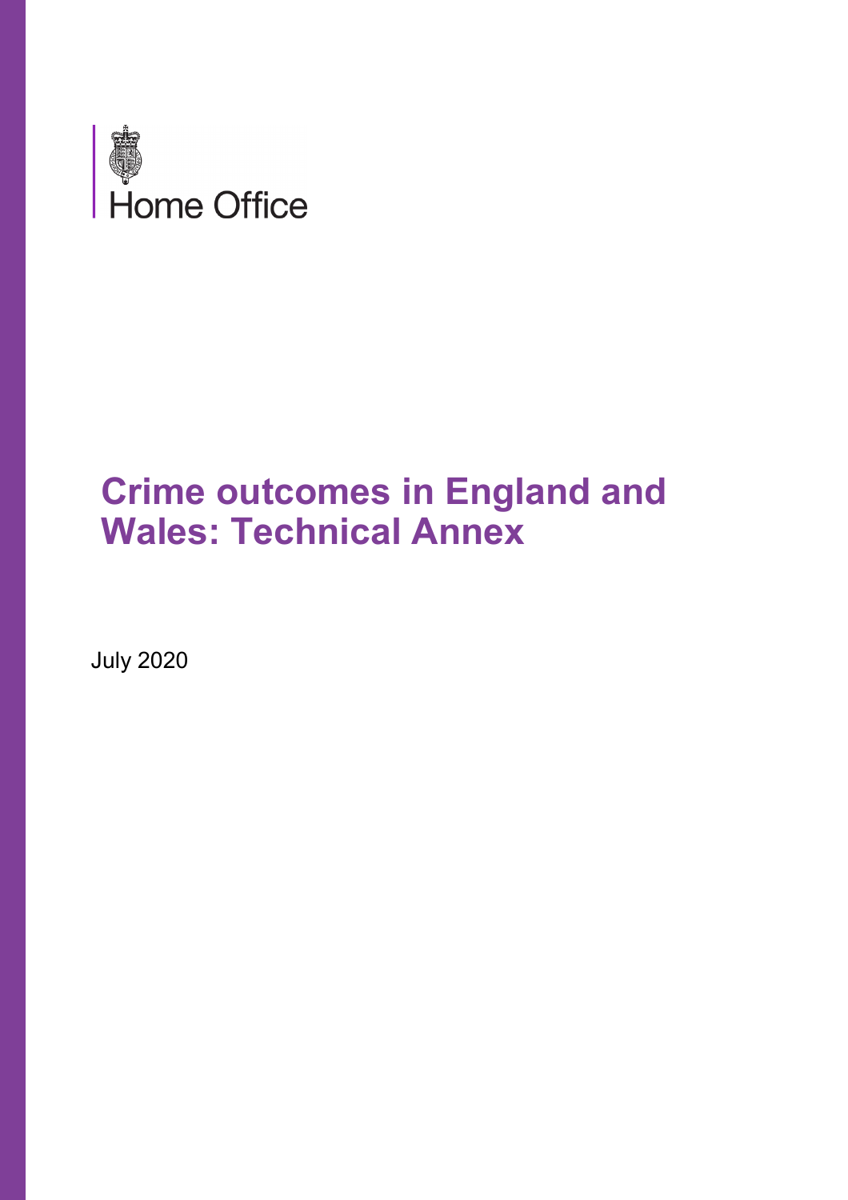Home Office

# Crime outcomes in England and Wales: Technical Annex

July 2020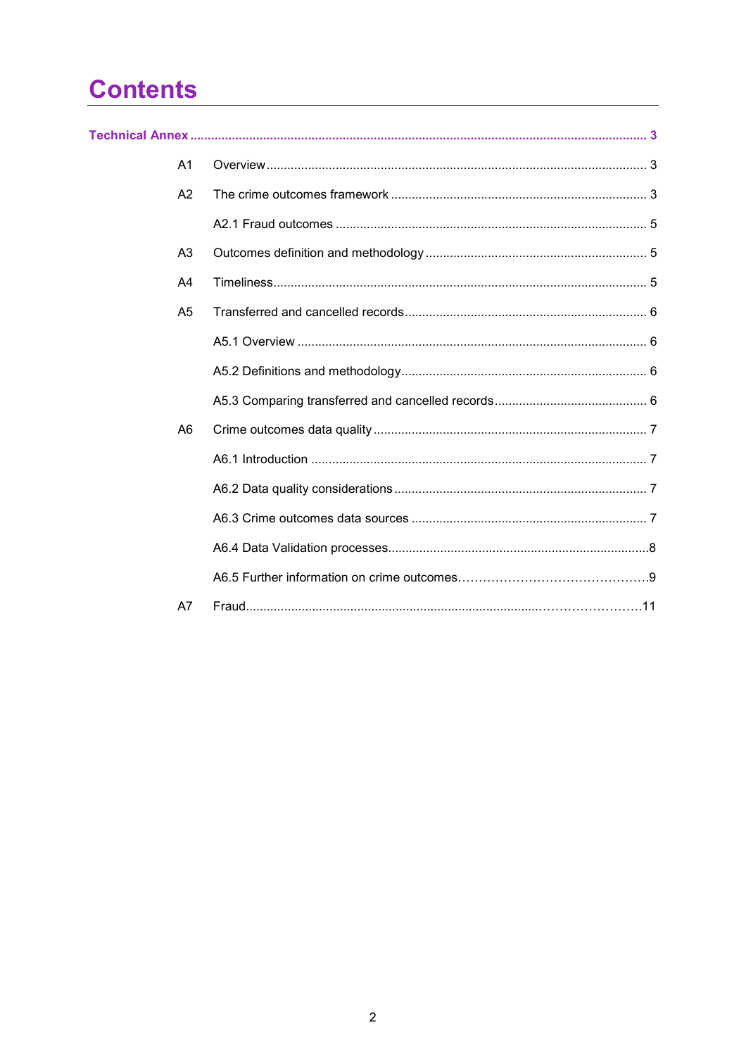# Contents

**Technical Annex** ... 3

A1 Overview ... 3

A2 The crime outcomes framework ... 3

A2.1 Fraud outcomes ... 5

A3 Outcomes definition and methodology ... 5

A4 Timeliness ... 5

A5 Transferred and cancelled records ... 6

A5.1 Overview ... 6

A5.2 Definitions and methodology ... 6

A5.3 Comparing transferred and cancelled records ... 6

A6 Crime outcomes data quality ... 7

A6.1 Introduction ... 7

A6.2 Data quality considerations ... 7

A6.3 Crime outcomes data sources ... 7

A6.4 Data Validation processes ... 8

A6.5 Further information on crime outcomes ... 9

A7 Fraud ... 11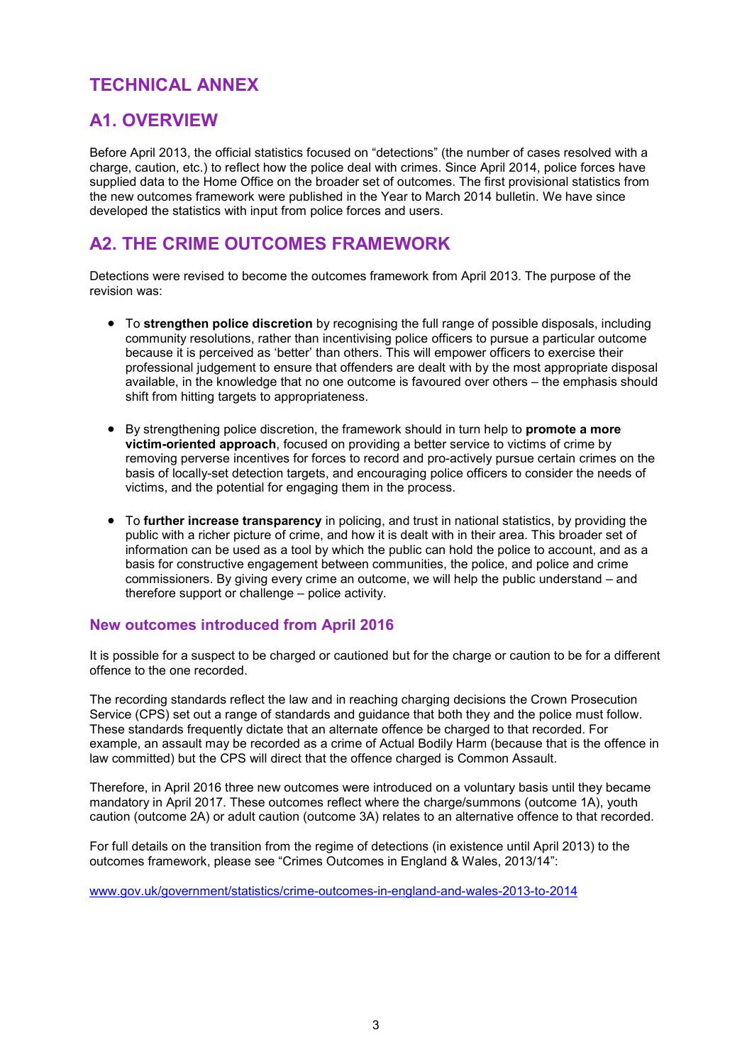# TECHNICAL ANNEX

## A1. OVERVIEW

Before April 2013, the official statistics focused on "detections" (the number of cases resolved with a charge, caution, etc.) to reflect how the police deal with crimes. Since April 2014, police forces have supplied data to the Home Office on the broader set of outcomes. The first provisional statistics from the new outcomes framework were published in the Year to March 2014 bulletin. We have since developed the statistics with input from police forces and users.

## A2. THE CRIME OUTCOMES FRAMEWORK

Detections were revised to become the outcomes framework from April 2013. The purpose of the revision was:

- To **strengthen police discretion** by recognising the full range of possible disposals, including community resolutions, rather than incentivising police officers to pursue a particular outcome because it is perceived as 'better' than others. This will empower officers to exercise their professional judgement to ensure that offenders are dealt with by the most appropriate disposal available, in the knowledge that no one outcome is favoured over others – the emphasis should shift from hitting targets to appropriateness.

- By strengthening police discretion, the framework should in turn help to **promote a more victim-oriented approach**, focused on providing a better service to victims of crime by removing perverse incentives for forces to record and pro-actively pursue certain crimes on the basis of locally-set detection targets, and encouraging police officers to consider the needs of victims, and the potential for engaging them in the process.

- To **further increase transparency** in policing, and trust in national statistics, by providing the public with a richer picture of crime, and how it is dealt with in their area. This broader set of information can be used as a tool by which the public can hold the police to account, and as a basis for constructive engagement between communities, the police, and police and crime commissioners. By giving every crime an outcome, we will help the public understand – and therefore support or challenge – police activity.

### New outcomes introduced from April 2016

It is possible for a suspect to be charged or cautioned but for the charge or caution to be for a different offence to the one recorded.

The recording standards reflect the law and in reaching charging decisions the Crown Prosecution Service (CPS) set out a range of standards and guidance that both they and the police must follow. These standards frequently dictate that an alternate offence be charged to that recorded. For example, an assault may be recorded as a crime of Actual Bodily Harm (because that is the offence in law committed) but the CPS will direct that the offence charged is Common Assault.

Therefore, in April 2016 three new outcomes were introduced on a voluntary basis until they became mandatory in April 2017. These outcomes reflect where the charge/summons (outcome 1A), youth caution (outcome 2A) or adult caution (outcome 3A) relates to an alternative offence to that recorded.

For full details on the transition from the regime of detections (in existence until April 2013) to the outcomes framework, please see "Crimes Outcomes in England & Wales, 2013/14":

www.gov.uk/government/statistics/crime-outcomes-in-england-and-wales-2013-to-2014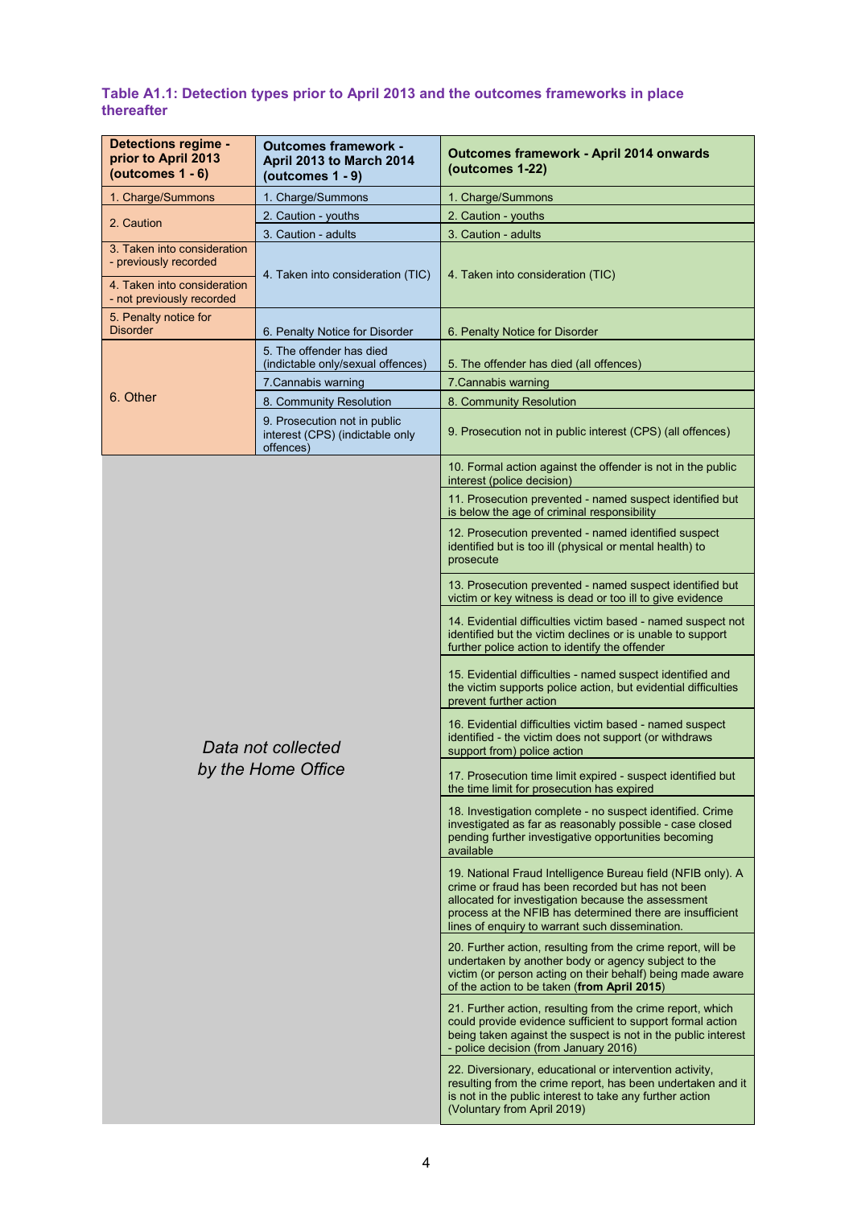**Table A1.1: Detection types prior to April 2013 and the outcomes frameworks in place thereafter**

| Detections regime - prior to April 2013 (outcomes 1 - 6) | Outcomes framework - April 2013 to March 2014 (outcomes 1 - 9) | Outcomes framework - April 2014 onwards (outcomes 1-22) |
|---|---|---|
| 1. Charge/Summons | 1. Charge/Summons | 1. Charge/Summons |
| 2. Caution | 2. Caution - youths | 2. Caution - youths |
| | 3. Caution - adults | 3. Caution - adults |
| 3. Taken into consideration - previously recorded | 4. Taken into consideration (TIC) | 4. Taken into consideration (TIC) |
| 4. Taken into consideration - not previously recorded | | |
| 5. Penalty notice for Disorder | 6. Penalty Notice for Disorder | 6. Penalty Notice for Disorder |
| 6. Other | 5. The offender has died (indictable only/sexual offences) | 5. The offender has died (all offences) |
| | 7.Cannabis warning | 7.Cannabis warning |
| | 8. Community Resolution | 8. Community Resolution |
| | 9. Prosecution not in public interest (CPS) (indictable only offences) | 9. Prosecution not in public interest (CPS) (all offences) |
| *Data not collected by the Home Office* | | 10. Formal action against the offender is not in the public interest (police decision) |
| | | 11. Prosecution prevented - named suspect identified but is below the age of criminal responsibility |
| | | 12. Prosecution prevented - named identified suspect identified but is too ill (physical or mental health) to prosecute |
| | | 13. Prosecution prevented - named suspect identified but victim or key witness is dead or too ill to give evidence |
| | | 14. Evidential difficulties victim based - named suspect not identified but the victim declines or is unable to support further police action to identify the offender |
| | | 15. Evidential difficulties - named suspect identified and the victim supports police action, but evidential difficulties prevent further action |
| | | 16. Evidential difficulties victim based - named suspect identified - the victim does not support (or withdraws support from) police action |
| | | 17. Prosecution time limit expired - suspect identified but the time limit for prosecution has expired |
| | | 18. Investigation complete - no suspect identified. Crime investigated as far as reasonably possible - case closed pending further investigative opportunities becoming available |
| | | 19. National Fraud Intelligence Bureau field (NFIB only). A crime or fraud has been recorded but has not been allocated for investigation because the assessment process at the NFIB has determined there are insufficient lines of enquiry to warrant such dissemination. |
| | | 20. Further action, resulting from the crime report, will be undertaken by another body or agency subject to the victim (or person acting on their behalf) being made aware of the action to be taken (**from April 2015**) |
| | | 21. Further action, resulting from the crime report, which could provide evidence sufficient to support formal action being taken against the suspect is not in the public interest - police decision (from January 2016) |
| | | 22. Diversionary, educational or intervention activity, resulting from the crime report, has been undertaken and it is not in the public interest to take any further action (Voluntary from April 2019) |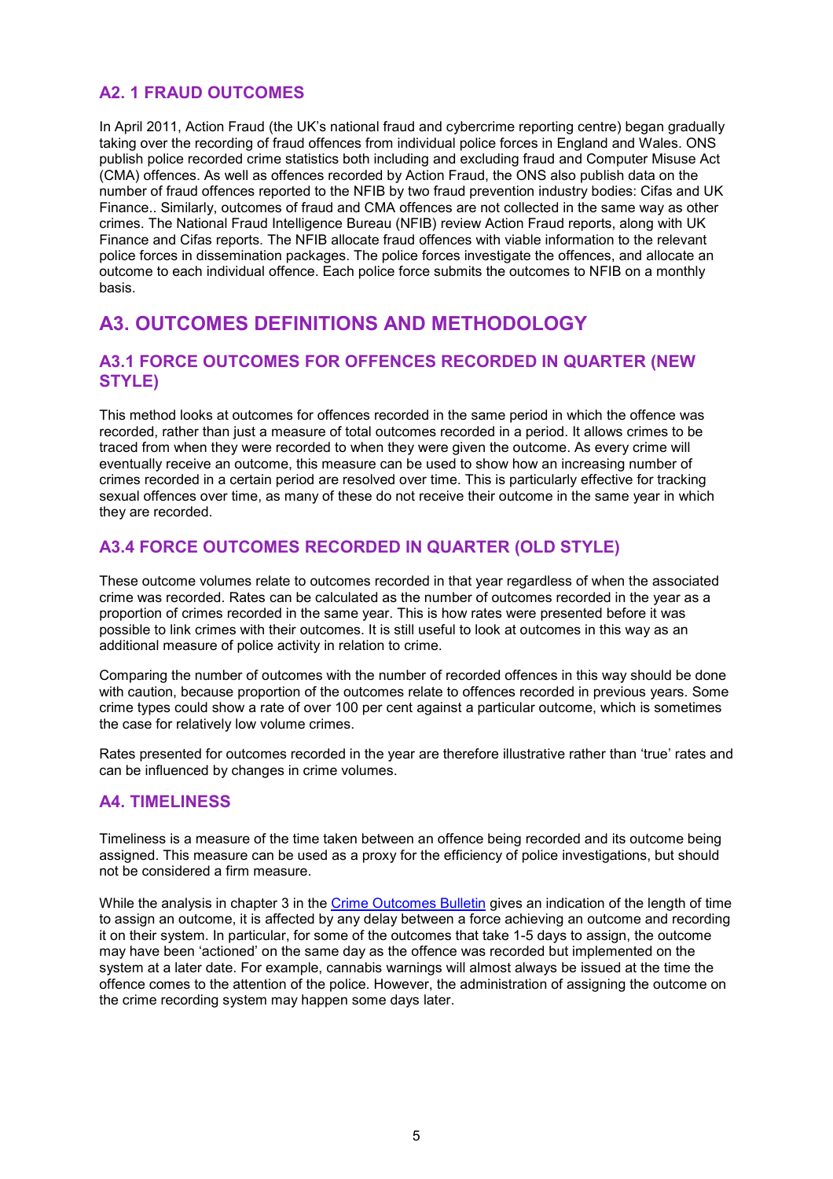### A2. 1 FRAUD OUTCOMES

In April 2011, Action Fraud (the UK's national fraud and cybercrime reporting centre) began gradually taking over the recording of fraud offences from individual police forces in England and Wales. ONS publish police recorded crime statistics both including and excluding fraud and Computer Misuse Act (CMA) offences. As well as offences recorded by Action Fraud, the ONS also publish data on the number of fraud offences reported to the NFIB by two fraud prevention industry bodies: Cifas and UK Finance.. Similarly, outcomes of fraud and CMA offences are not collected in the same way as other crimes. The National Fraud Intelligence Bureau (NFIB) review Action Fraud reports, along with UK Finance and Cifas reports. The NFIB allocate fraud offences with viable information to the relevant police forces in dissemination packages. The police forces investigate the offences, and allocate an outcome to each individual offence. Each police force submits the outcomes to NFIB on a monthly basis.

## A3. OUTCOMES DEFINITIONS AND METHODOLOGY

### A3.1 FORCE OUTCOMES FOR OFFENCES RECORDED IN QUARTER (NEW STYLE)

This method looks at outcomes for offences recorded in the same period in which the offence was recorded, rather than just a measure of total outcomes recorded in a period. It allows crimes to be traced from when they were recorded to when they were given the outcome. As every crime will eventually receive an outcome, this measure can be used to show how an increasing number of crimes recorded in a certain period are resolved over time. This is particularly effective for tracking sexual offences over time, as many of these do not receive their outcome in the same year in which they are recorded.

### A3.4 FORCE OUTCOMES RECORDED IN QUARTER (OLD STYLE)

These outcome volumes relate to outcomes recorded in that year regardless of when the associated crime was recorded. Rates can be calculated as the number of outcomes recorded in the year as a proportion of crimes recorded in the same year. This is how rates were presented before it was possible to link crimes with their outcomes. It is still useful to look at outcomes in this way as an additional measure of police activity in relation to crime.

Comparing the number of outcomes with the number of recorded offences in this way should be done with caution, because proportion of the outcomes relate to offences recorded in previous years. Some crime types could show a rate of over 100 per cent against a particular outcome, which is sometimes the case for relatively low volume crimes.

Rates presented for outcomes recorded in the year are therefore illustrative rather than 'true' rates and can be influenced by changes in crime volumes.

### A4. TIMELINESS

Timeliness is a measure of the time taken between an offence being recorded and its outcome being assigned. This measure can be used as a proxy for the efficiency of police investigations, but should not be considered a firm measure.

While the analysis in chapter 3 in the [Crime Outcomes Bulletin] gives an indication of the length of time to assign an outcome, it is affected by any delay between a force achieving an outcome and recording it on their system. In particular, for some of the outcomes that take 1-5 days to assign, the outcome may have been 'actioned' on the same day as the offence was recorded but implemented on the system at a later date. For example, cannabis warnings will almost always be issued at the time the offence comes to the attention of the police. However, the administration of assigning the outcome on the crime recording system may happen some days later.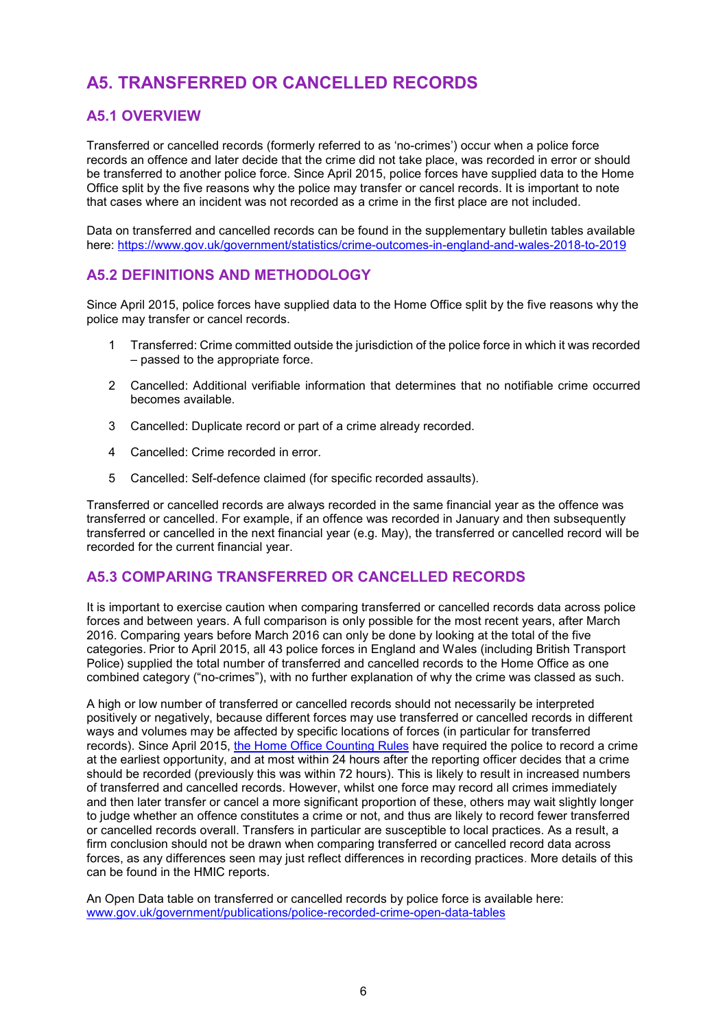# A5. TRANSFERRED OR CANCELLED RECORDS

## A5.1 OVERVIEW

Transferred or cancelled records (formerly referred to as 'no-crimes') occur when a police force records an offence and later decide that the crime did not take place, was recorded in error or should be transferred to another police force. Since April 2015, police forces have supplied data to the Home Office split by the five reasons why the police may transfer or cancel records. It is important to note that cases where an incident was not recorded as a crime in the first place are not included.

Data on transferred and cancelled records can be found in the supplementary bulletin tables available here: [https://www.gov.uk/government/statistics/crime-outcomes-in-england-and-wales-2018-to-2019](https://www.gov.uk/government/statistics/crime-outcomes-in-england-and-wales-2018-to-2019)

## A5.2 DEFINITIONS AND METHODOLOGY

Since April 2015, police forces have supplied data to the Home Office split by the five reasons why the police may transfer or cancel records.

1. Transferred: Crime committed outside the jurisdiction of the police force in which it was recorded – passed to the appropriate force.
2. Cancelled: Additional verifiable information that determines that no notifiable crime occurred becomes available.
3. Cancelled: Duplicate record or part of a crime already recorded.
4. Cancelled: Crime recorded in error.
5. Cancelled: Self-defence claimed (for specific recorded assaults).

Transferred or cancelled records are always recorded in the same financial year as the offence was transferred or cancelled. For example, if an offence was recorded in January and then subsequently transferred or cancelled in the next financial year (e.g. May), the transferred or cancelled record will be recorded for the current financial year.

## A5.3 COMPARING TRANSFERRED OR CANCELLED RECORDS

It is important to exercise caution when comparing transferred or cancelled records data across police forces and between years. A full comparison is only possible for the most recent years, after March 2016. Comparing years before March 2016 can only be done by looking at the total of the five categories. Prior to April 2015, all 43 police forces in England and Wales (including British Transport Police) supplied the total number of transferred and cancelled records to the Home Office as one combined category ("no-crimes"), with no further explanation of why the crime was classed as such.

A high or low number of transferred or cancelled records should not necessarily be interpreted positively or negatively, because different forces may use transferred or cancelled records in different ways and volumes may be affected by specific locations of forces (in particular for transferred records). Since April 2015, the Home Office Counting Rules have required the police to record a crime at the earliest opportunity, and at most within 24 hours after the reporting officer decides that a crime should be recorded (previously this was within 72 hours). This is likely to result in increased numbers of transferred and cancelled records. However, whilst one force may record all crimes immediately and then later transfer or cancel a more significant proportion of these, others may wait slightly longer to judge whether an offence constitutes a crime or not, and thus are likely to record fewer transferred or cancelled records overall. Transfers in particular are susceptible to local practices. As a result, a firm conclusion should not be drawn when comparing transferred or cancelled record data across forces, as any differences seen may just reflect differences in recording practices. More details of this can be found in the HMIC reports.

An Open Data table on transferred or cancelled records by police force is available here: [www.gov.uk/government/publications/police-recorded-crime-open-data-tables](www.gov.uk/government/publications/police-recorded-crime-open-data-tables)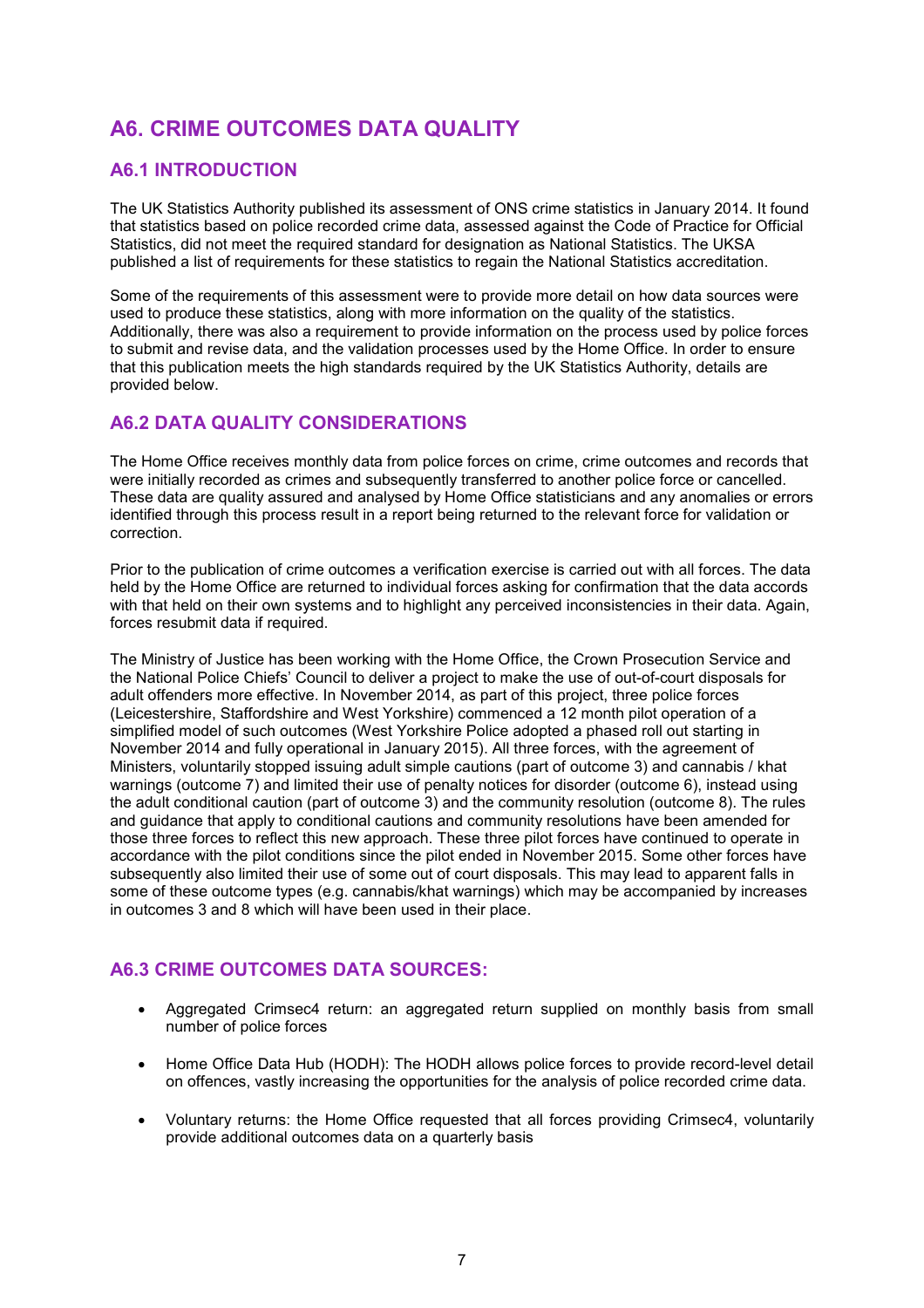# A6. CRIME OUTCOMES DATA QUALITY

## A6.1 INTRODUCTION

The UK Statistics Authority published its assessment of ONS crime statistics in January 2014. It found that statistics based on police recorded crime data, assessed against the Code of Practice for Official Statistics, did not meet the required standard for designation as National Statistics. The UKSA published a list of requirements for these statistics to regain the National Statistics accreditation.

Some of the requirements of this assessment were to provide more detail on how data sources were used to produce these statistics, along with more information on the quality of the statistics. Additionally, there was also a requirement to provide information on the process used by police forces to submit and revise data, and the validation processes used by the Home Office. In order to ensure that this publication meets the high standards required by the UK Statistics Authority, details are provided below.

## A6.2 DATA QUALITY CONSIDERATIONS

The Home Office receives monthly data from police forces on crime, crime outcomes and records that were initially recorded as crimes and subsequently transferred to another police force or cancelled. These data are quality assured and analysed by Home Office statisticians and any anomalies or errors identified through this process result in a report being returned to the relevant force for validation or correction.

Prior to the publication of crime outcomes a verification exercise is carried out with all forces. The data held by the Home Office are returned to individual forces asking for confirmation that the data accords with that held on their own systems and to highlight any perceived inconsistencies in their data. Again, forces resubmit data if required.

The Ministry of Justice has been working with the Home Office, the Crown Prosecution Service and the National Police Chiefs' Council to deliver a project to make the use of out-of-court disposals for adult offenders more effective. In November 2014, as part of this project, three police forces (Leicestershire, Staffordshire and West Yorkshire) commenced a 12 month pilot operation of a simplified model of such outcomes (West Yorkshire Police adopted a phased roll out starting in November 2014 and fully operational in January 2015). All three forces, with the agreement of Ministers, voluntarily stopped issuing adult simple cautions (part of outcome 3) and cannabis / khat warnings (outcome 7) and limited their use of penalty notices for disorder (outcome 6), instead using the adult conditional caution (part of outcome 3) and the community resolution (outcome 8). The rules and guidance that apply to conditional cautions and community resolutions have been amended for those three forces to reflect this new approach. These three pilot forces have continued to operate in accordance with the pilot conditions since the pilot ended in November 2015. Some other forces have subsequently also limited their use of some out of court disposals. This may lead to apparent falls in some of these outcome types (e.g. cannabis/khat warnings) which may be accompanied by increases in outcomes 3 and 8 which will have been used in their place.

## A6.3 CRIME OUTCOMES DATA SOURCES:

- Aggregated Crimsec4 return: an aggregated return supplied on monthly basis from small number of police forces
- Home Office Data Hub (HODH): The HODH allows police forces to provide record-level detail on offences, vastly increasing the opportunities for the analysis of police recorded crime data.
- Voluntary returns: the Home Office requested that all forces providing Crimsec4, voluntarily provide additional outcomes data on a quarterly basis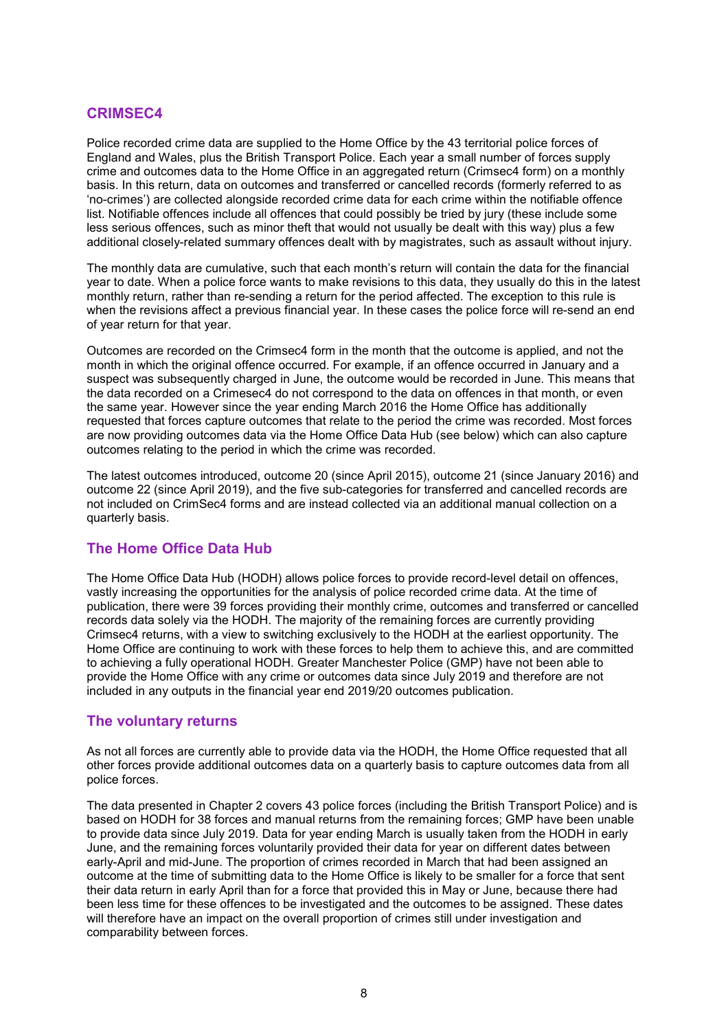## CRIMSEC4

Police recorded crime data are supplied to the Home Office by the 43 territorial police forces of England and Wales, plus the British Transport Police. Each year a small number of forces supply crime and outcomes data to the Home Office in an aggregated return (Crimsec4 form) on a monthly basis. In this return, data on outcomes and transferred or cancelled records (formerly referred to as 'no-crimes') are collected alongside recorded crime data for each crime within the notifiable offence list. Notifiable offences include all offences that could possibly be tried by jury (these include some less serious offences, such as minor theft that would not usually be dealt with this way) plus a few additional closely-related summary offences dealt with by magistrates, such as assault without injury.

The monthly data are cumulative, such that each month's return will contain the data for the financial year to date. When a police force wants to make revisions to this data, they usually do this in the latest monthly return, rather than re-sending a return for the period affected. The exception to this rule is when the revisions affect a previous financial year. In these cases the police force will re-send an end of year return for that year.

Outcomes are recorded on the Crimsec4 form in the month that the outcome is applied, and not the month in which the original offence occurred. For example, if an offence occurred in January and a suspect was subsequently charged in June, the outcome would be recorded in June. This means that the data recorded on a Crimesec4 do not correspond to the data on offences in that month, or even the same year. However since the year ending March 2016 the Home Office has additionally requested that forces capture outcomes that relate to the period the crime was recorded. Most forces are now providing outcomes data via the Home Office Data Hub (see below) which can also capture outcomes relating to the period in which the crime was recorded.

The latest outcomes introduced, outcome 20 (since April 2015), outcome 21 (since January 2016) and outcome 22 (since April 2019), and the five sub-categories for transferred and cancelled records are not included on CrimSec4 forms and are instead collected via an additional manual collection on a quarterly basis.

## The Home Office Data Hub

The Home Office Data Hub (HODH) allows police forces to provide record-level detail on offences, vastly increasing the opportunities for the analysis of police recorded crime data. At the time of publication, there were 39 forces providing their monthly crime, outcomes and transferred or cancelled records data solely via the HODH. The majority of the remaining forces are currently providing Crimsec4 returns, with a view to switching exclusively to the HODH at the earliest opportunity. The Home Office are continuing to work with these forces to help them to achieve this, and are committed to achieving a fully operational HODH. Greater Manchester Police (GMP) have not been able to provide the Home Office with any crime or outcomes data since July 2019 and therefore are not included in any outputs in the financial year end 2019/20 outcomes publication.

## The voluntary returns

As not all forces are currently able to provide data via the HODH, the Home Office requested that all other forces provide additional outcomes data on a quarterly basis to capture outcomes data from all police forces.

The data presented in Chapter 2 covers 43 police forces (including the British Transport Police) and is based on HODH for 38 forces and manual returns from the remaining forces; GMP have been unable to provide data since July 2019. Data for year ending March is usually taken from the HODH in early June, and the remaining forces voluntarily provided their data for year on different dates between early-April and mid-June. The proportion of crimes recorded in March that had been assigned an outcome at the time of submitting data to the Home Office is likely to be smaller for a force that sent their data return in early April than for a force that provided this in May or June, because there had been less time for these offences to be investigated and the outcomes to be assigned. These dates will therefore have an impact on the overall proportion of crimes still under investigation and comparability between forces.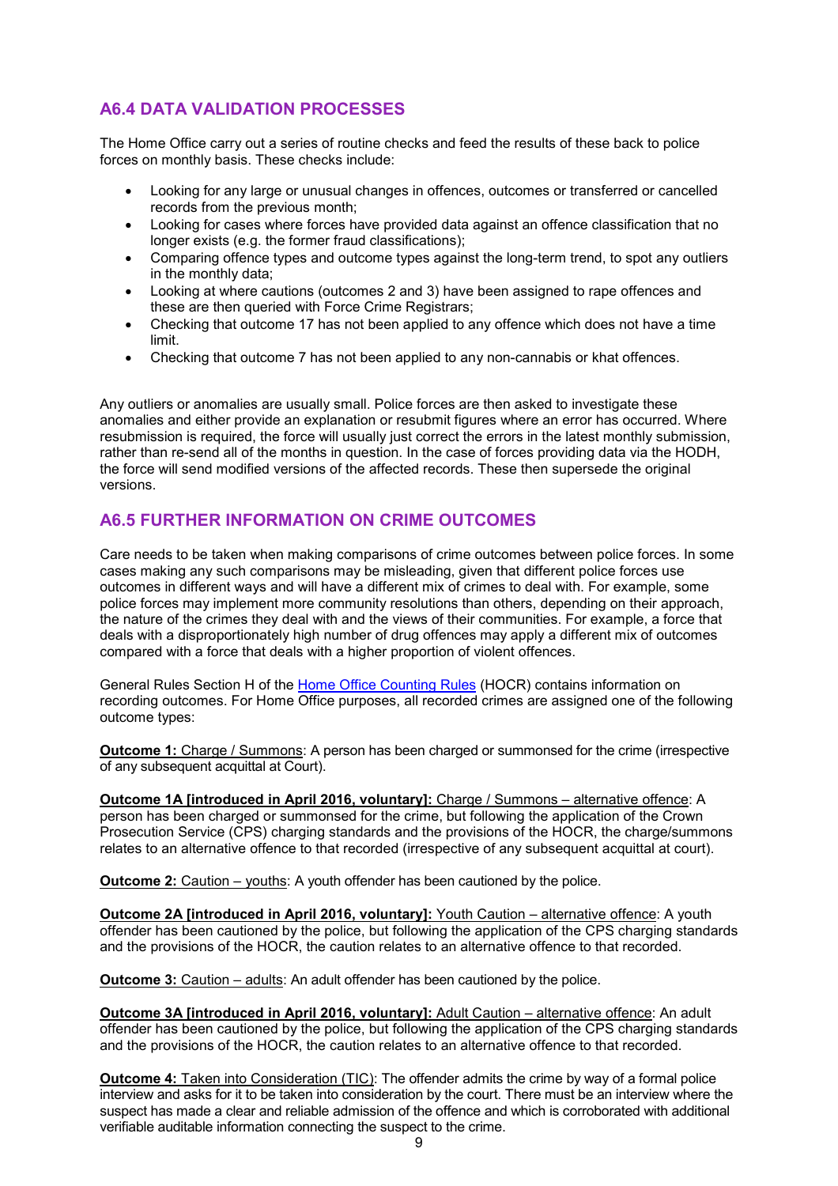## A6.4 DATA VALIDATION PROCESSES

The Home Office carry out a series of routine checks and feed the results of these back to police forces on monthly basis. These checks include:

- Looking for any large or unusual changes in offences, outcomes or transferred or cancelled records from the previous month;
- Looking for cases where forces have provided data against an offence classification that no longer exists (e.g. the former fraud classifications);
- Comparing offence types and outcome types against the long-term trend, to spot any outliers in the monthly data;
- Looking at where cautions (outcomes 2 and 3) have been assigned to rape offences and these are then queried with Force Crime Registrars;
- Checking that outcome 17 has not been applied to any offence which does not have a time limit.
- Checking that outcome 7 has not been applied to any non-cannabis or khat offences.

Any outliers or anomalies are usually small. Police forces are then asked to investigate these anomalies and either provide an explanation or resubmit figures where an error has occurred. Where resubmission is required, the force will usually just correct the errors in the latest monthly submission, rather than re-send all of the months in question. In the case of forces providing data via the HODH, the force will send modified versions of the affected records. These then supersede the original versions.

## A6.5 FURTHER INFORMATION ON CRIME OUTCOMES

Care needs to be taken when making comparisons of crime outcomes between police forces. In some cases making any such comparisons may be misleading, given that different police forces use outcomes in different ways and will have a different mix of crimes to deal with. For example, some police forces may implement more community resolutions than others, depending on their approach, the nature of the crimes they deal with and the views of their communities. For example, a force that deals with a disproportionately high number of drug offences may apply a different mix of outcomes compared with a force that deals with a higher proportion of violent offences.

General Rules Section H of the Home Office Counting Rules (HOCR) contains information on recording outcomes. For Home Office purposes, all recorded crimes are assigned one of the following outcome types:

**Outcome 1:** Charge / Summons: A person has been charged or summonsed for the crime (irrespective of any subsequent acquittal at Court).

**Outcome 1A [introduced in April 2016, voluntary]:** Charge / Summons – alternative offence: A person has been charged or summonsed for the crime, but following the application of the Crown Prosecution Service (CPS) charging standards and the provisions of the HOCR, the charge/summons relates to an alternative offence to that recorded (irrespective of any subsequent acquittal at court).

**Outcome 2:** Caution – youths: A youth offender has been cautioned by the police.

**Outcome 2A [introduced in April 2016, voluntary]:** Youth Caution – alternative offence: A youth offender has been cautioned by the police, but following the application of the CPS charging standards and the provisions of the HOCR, the caution relates to an alternative offence to that recorded.

**Outcome 3:** Caution – adults: An adult offender has been cautioned by the police.

**Outcome 3A [introduced in April 2016, voluntary]:** Adult Caution – alternative offence: An adult offender has been cautioned by the police, but following the application of the CPS charging standards and the provisions of the HOCR, the caution relates to an alternative offence to that recorded.

**Outcome 4:** Taken into Consideration (TIC): The offender admits the crime by way of a formal police interview and asks for it to be taken into consideration by the court. There must be an interview where the suspect has made a clear and reliable admission of the offence and which is corroborated with additional verifiable auditable information connecting the suspect to the crime.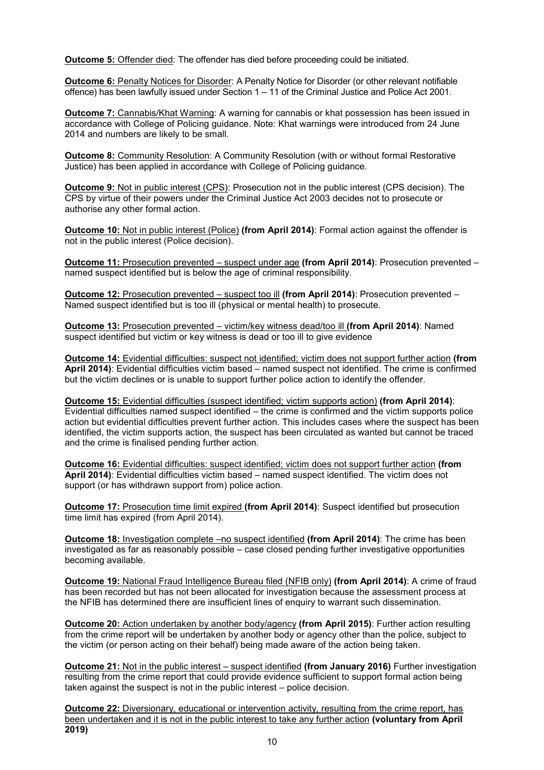**Outcome 5:** Offender died: The offender has died before proceeding could be initiated.

**Outcome 6:** Penalty Notices for Disorder: A Penalty Notice for Disorder (or other relevant notifiable offence) has been lawfully issued under Section 1 – 11 of the Criminal Justice and Police Act 2001.

**Outcome 7:** Cannabis/Khat Warning: A warning for cannabis or khat possession has been issued in accordance with College of Policing guidance. Note: Khat warnings were introduced from 24 June 2014 and numbers are likely to be small.

**Outcome 8:** Community Resolution: A Community Resolution (with or without formal Restorative Justice) has been applied in accordance with College of Policing guidance.

**Outcome 9:** Not in public interest (CPS): Prosecution not in the public interest (CPS decision). The CPS by virtue of their powers under the Criminal Justice Act 2003 decides not to prosecute or authorise any other formal action.

**Outcome 10:** Not in public interest (Police) **(from April 2014)**: Formal action against the offender is not in the public interest (Police decision).

**Outcome 11:** Prosecution prevented – suspect under age **(from April 2014)**: Prosecution prevented – named suspect identified but is below the age of criminal responsibility.

**Outcome 12:** Prosecution prevented – suspect too ill **(from April 2014)**: Prosecution prevented – Named suspect identified but is too ill (physical or mental health) to prosecute.

**Outcome 13:** Prosecution prevented – victim/key witness dead/too ill **(from April 2014)**: Named suspect identified but victim or key witness is dead or too ill to give evidence

**Outcome 14:** Evidential difficulties: suspect not identified; victim does not support further action **(from April 2014)**: Evidential difficulties victim based – named suspect not identified. The crime is confirmed but the victim declines or is unable to support further police action to identify the offender.

**Outcome 15:** Evidential difficulties (suspect identified; victim supports action) **(from April 2014)**: Evidential difficulties named suspect identified – the crime is confirmed and the victim supports police action but evidential difficulties prevent further action. This includes cases where the suspect has been identified, the victim supports action, the suspect has been circulated as wanted but cannot be traced and the crime is finalised pending further action.

**Outcome 16:** Evidential difficulties: suspect identified; victim does not support further action **(from April 2014)**: Evidential difficulties victim based – named suspect identified. The victim does not support (or has withdrawn support from) police action.

**Outcome 17:** Prosecution time limit expired **(from April 2014)**: Suspect identified but prosecution time limit has expired (from April 2014).

**Outcome 18:** Investigation complete –no suspect identified **(from April 2014)**: The crime has been investigated as far as reasonably possible – case closed pending further investigative opportunities becoming available.

**Outcome 19:** National Fraud Intelligence Bureau filed (NFIB only) **(from April 2014)**: A crime of fraud has been recorded but has not been allocated for investigation because the assessment process at the NFIB has determined there are insufficient lines of enquiry to warrant such dissemination.

**Outcome 20:** Action undertaken by another body/agency **(from April 2015)**: Further action resulting from the crime report will be undertaken by another body or agency other than the police, subject to the victim (or person acting on their behalf) being made aware of the action being taken.

**Outcome 21:** Not in the public interest – suspect identified **(from January 2016)** Further investigation resulting from the crime report that could provide evidence sufficient to support formal action being taken against the suspect is not in the public interest – police decision.

**Outcome 22:** Diversionary, educational or intervention activity, resulting from the crime report, has been undertaken and it is not in the public interest to take any further action **(voluntary from April 2019)**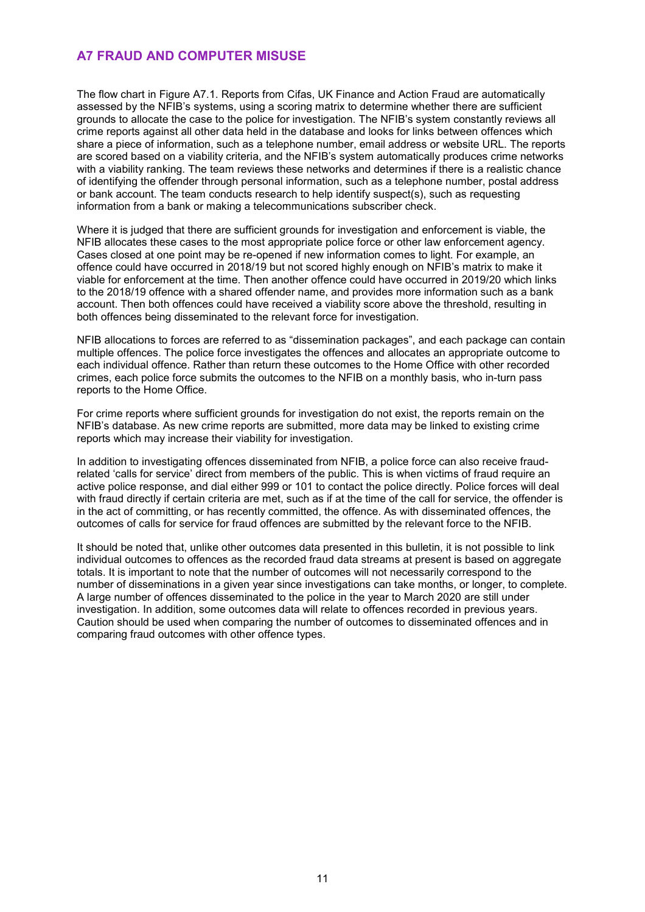## A7 FRAUD AND COMPUTER MISUSE

The flow chart in Figure A7.1. Reports from Cifas, UK Finance and Action Fraud are automatically assessed by the NFIB's systems, using a scoring matrix to determine whether there are sufficient grounds to allocate the case to the police for investigation. The NFIB's system constantly reviews all crime reports against all other data held in the database and looks for links between offences which share a piece of information, such as a telephone number, email address or website URL. The reports are scored based on a viability criteria, and the NFIB's system automatically produces crime networks with a viability ranking. The team reviews these networks and determines if there is a realistic chance of identifying the offender through personal information, such as a telephone number, postal address or bank account. The team conducts research to help identify suspect(s), such as requesting information from a bank or making a telecommunications subscriber check.

Where it is judged that there are sufficient grounds for investigation and enforcement is viable, the NFIB allocates these cases to the most appropriate police force or other law enforcement agency. Cases closed at one point may be re-opened if new information comes to light. For example, an offence could have occurred in 2018/19 but not scored highly enough on NFIB's matrix to make it viable for enforcement at the time. Then another offence could have occurred in 2019/20 which links to the 2018/19 offence with a shared offender name, and provides more information such as a bank account. Then both offences could have received a viability score above the threshold, resulting in both offences being disseminated to the relevant force for investigation.

NFIB allocations to forces are referred to as "dissemination packages", and each package can contain multiple offences. The police force investigates the offences and allocates an appropriate outcome to each individual offence. Rather than return these outcomes to the Home Office with other recorded crimes, each police force submits the outcomes to the NFIB on a monthly basis, who in-turn pass reports to the Home Office.

For crime reports where sufficient grounds for investigation do not exist, the reports remain on the NFIB's database. As new crime reports are submitted, more data may be linked to existing crime reports which may increase their viability for investigation.

In addition to investigating offences disseminated from NFIB, a police force can also receive fraud-related 'calls for service' direct from members of the public. This is when victims of fraud require an active police response, and dial either 999 or 101 to contact the police directly. Police forces will deal with fraud directly if certain criteria are met, such as if at the time of the call for service, the offender is in the act of committing, or has recently committed, the offence. As with disseminated offences, the outcomes of calls for service for fraud offences are submitted by the relevant force to the NFIB.

It should be noted that, unlike other outcomes data presented in this bulletin, it is not possible to link individual outcomes to offences as the recorded fraud data streams at present is based on aggregate totals. It is important to note that the number of outcomes will not necessarily correspond to the number of disseminations in a given year since investigations can take months, or longer, to complete. A large number of offences disseminated to the police in the year to March 2020 are still under investigation. In addition, some outcomes data will relate to offences recorded in previous years. Caution should be used when comparing the number of outcomes to disseminated offences and in comparing fraud outcomes with other offence types.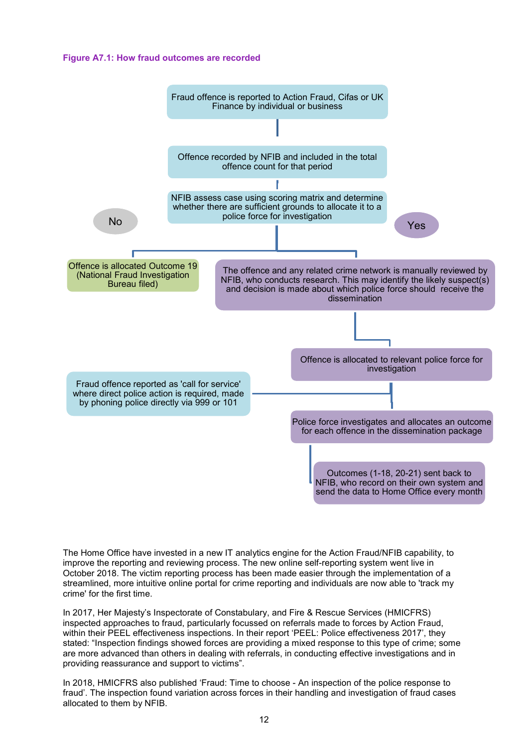**Figure A7.1: How fraud outcomes are recorded**

Fraud offence is reported to Action Fraud, Cifas or UK Finance by individual or business

Offence recorded by NFIB and included in the total offence count for that period

NFIB assess case using scoring matrix and determine whether there are sufficient grounds to allocate it to a police force for investigation

No

Yes

Offence is allocated Outcome 19 (National Fraud Investigation Bureau filed)

The offence and any related crime network is manually reviewed by NFIB, who conducts research. This may identify the likely suspect(s) and decision is made about which police force should receive the dissemination

Offence is allocated to relevant police force for investigation

Fraud offence reported as 'call for service' where direct police action is required, made by phoning police directly via 999 or 101

Police force investigates and allocates an outcome for each offence in the dissemination package

Outcomes (1-18, 20-21) sent back to NFIB, who record on their own system and send the data to Home Office every month

The Home Office have invested in a new IT analytics engine for the Action Fraud/NFIB capability, to improve the reporting and reviewing process. The new online self-reporting system went live in October 2018. The victim reporting process has been made easier through the implementation of a streamlined, more intuitive online portal for crime reporting and individuals are now able to 'track my crime' for the first time.

In 2017, Her Majesty's Inspectorate of Constabulary, and Fire & Rescue Services (HMICFRS) inspected approaches to fraud, particularly focussed on referrals made to forces by Action Fraud, within their PEEL effectiveness inspections. In their report 'PEEL: Police effectiveness 2017', they stated: "Inspection findings showed forces are providing a mixed response to this type of crime; some are more advanced than others in dealing with referrals, in conducting effective investigations and in providing reassurance and support to victims".

In 2018, HMICFRS also published 'Fraud: Time to choose - An inspection of the police response to fraud'. The inspection found variation across forces in their handling and investigation of fraud cases allocated to them by NFIB.